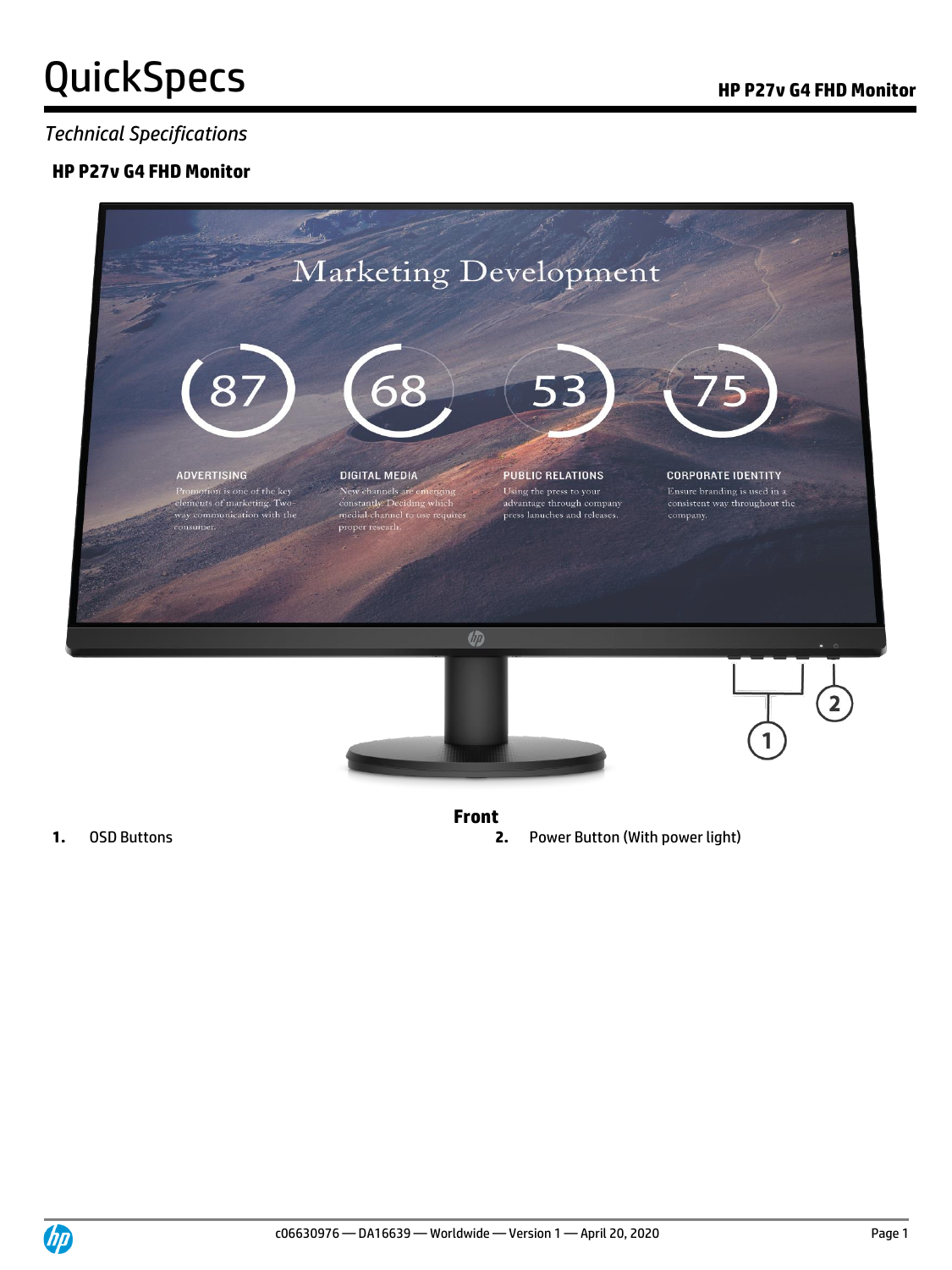# QuickSpecs

*Technical Specifications*

## HP P27v G4 FHD Monitor

**Front**

1. OSD Buttons
2. Power Button (With power light)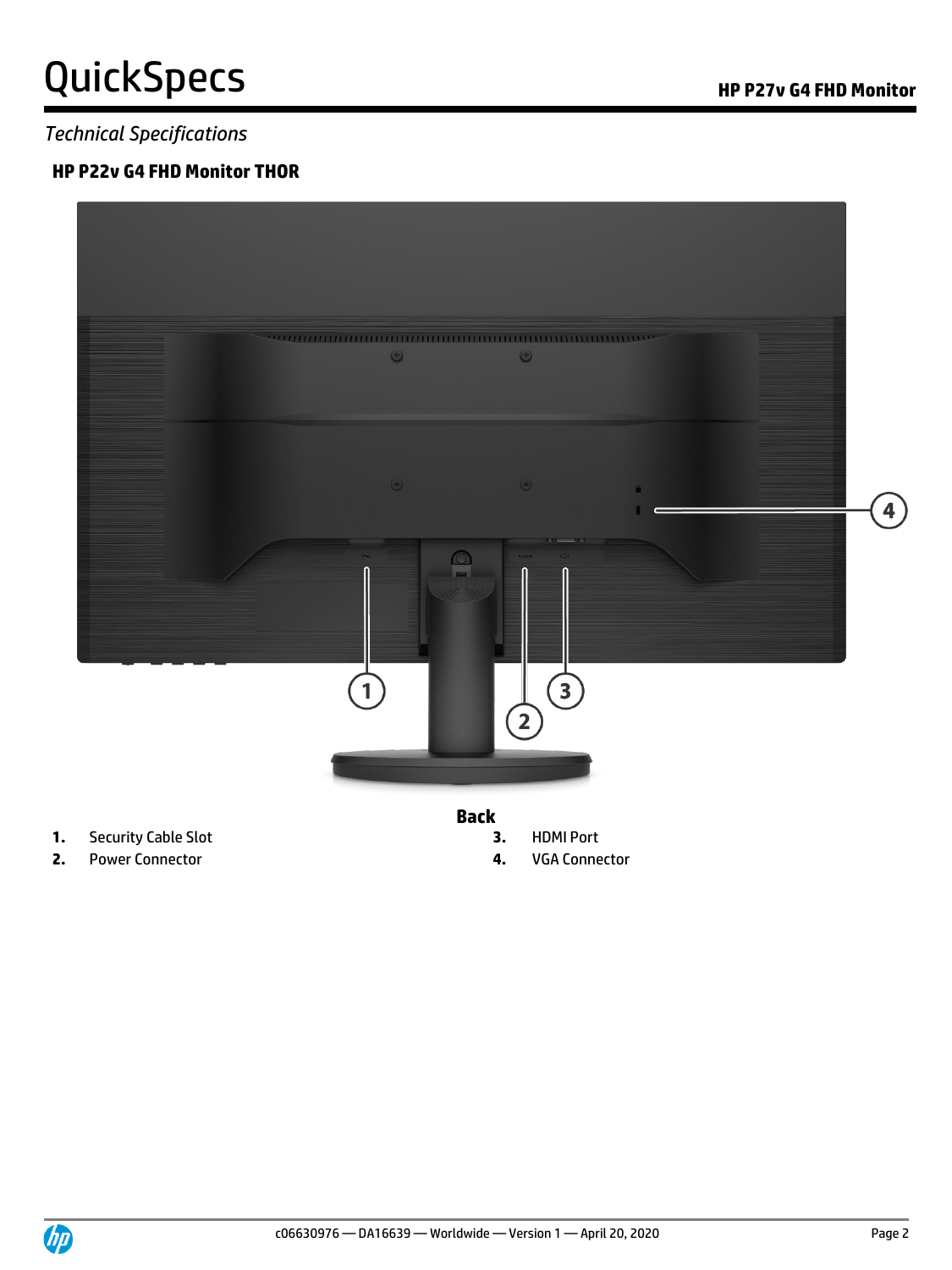*Technical Specifications*

### HP P22v G4 FHD Monitor THOR

**Back**

1. Security Cable Slot
2. Power Connector
3. HDMI Port
4. VGA Connector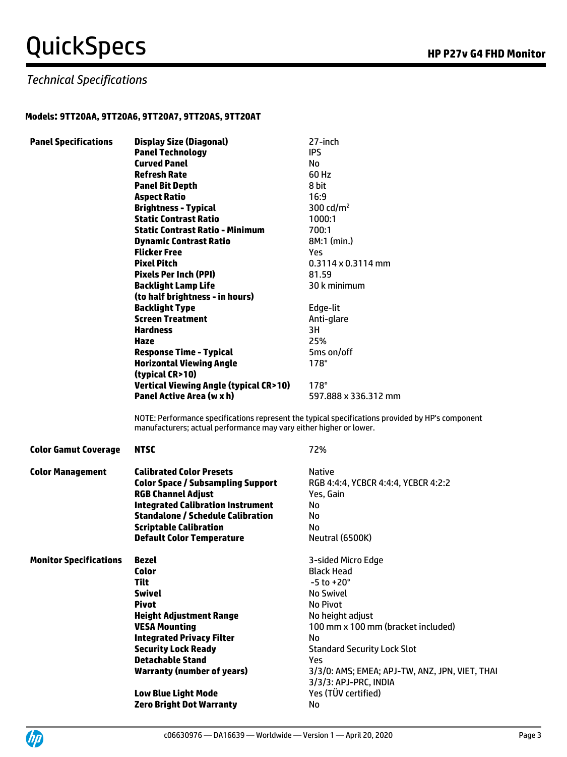## Technical Specifications

**Models: 9TT20AA, 9TT20A6, 9TT20A7, 9TT20AS, 9TT20AT**

| | | |
|---|---|---|
| **Panel Specifications** | **Display Size (Diagonal)** | 27-inch |
| | **Panel Technology** | IPS |
| | **Curved Panel** | No |
| | **Refresh Rate** | 60 Hz |
| | **Panel Bit Depth** | 8 bit |
| | **Aspect Ratio** | 16:9 |
| | **Brightness - Typical** | 300 cd/m$^2$ |
| | **Static Contrast Ratio** | 1000:1 |
| | **Static Contrast Ratio - Minimum** | 700:1 |
| | **Dynamic Contrast Ratio** | 8M:1 (min.) |
| | **Flicker Free** | Yes |
| | **Pixel Pitch** | 0.3114 x 0.3114 mm |
| | **Pixels Per Inch (PPI)** | 81.59 |
| | **Backlight Lamp Life (to half brightness - in hours)** | 30 k minimum |
| | **Backlight Type** | Edge-lit |
| | **Screen Treatment** | Anti-glare |
| | **Hardness** | 3H |
| | **Haze** | 25% |
| | **Response Time - Typical** | 5ms on/off |
| | **Horizontal Viewing Angle (typical CR>10)** | 178° |
| | **Vertical Viewing Angle (typical CR>10)** | 178° |
| | **Panel Active Area (w x h)** | 597.888 x 336.312 mm |

NOTE: Performance specifications represent the typical specifications provided by HP's component manufacturers; actual performance may vary either higher or lower.

| | | |
|---|---|---|
| **Color Gamut Coverage** | **NTSC** | 72% |
| **Color Management** | **Calibrated Color Presets** | Native |
| | **Color Space / Subsampling Support** | RGB 4:4:4, YCBCR 4:4:4, YCBCR 4:2:2 |
| | **RGB Channel Adjust** | Yes, Gain |
| | **Integrated Calibration Instrument** | No |
| | **Standalone / Schedule Calibration** | No |
| | **Scriptable Calibration** | No |
| | **Default Color Temperature** | Neutral (6500K) |
| **Monitor Specifications** | **Bezel** | 3-sided Micro Edge |
| | **Color** | Black Head |
| | **Tilt** | -5 to +20° |
| | **Swivel** | No Swivel |
| | **Pivot** | No Pivot |
| | **Height Adjustment Range** | No height adjust |
| | **VESA Mounting** | 100 mm x 100 mm (bracket included) |
| | **Integrated Privacy Filter** | No |
| | **Security Lock Ready** | Standard Security Lock Slot |
| | **Detachable Stand** | Yes |
| | **Warranty (number of years)** | 3/3/0: AMS; EMEA; APJ-TW, ANZ, JPN, VIET, THAI<br>3/3/3: APJ-PRC, INDIA |
| | **Low Blue Light Mode** | Yes (TÜV certified) |
| | **Zero Bright Dot Warranty** | No |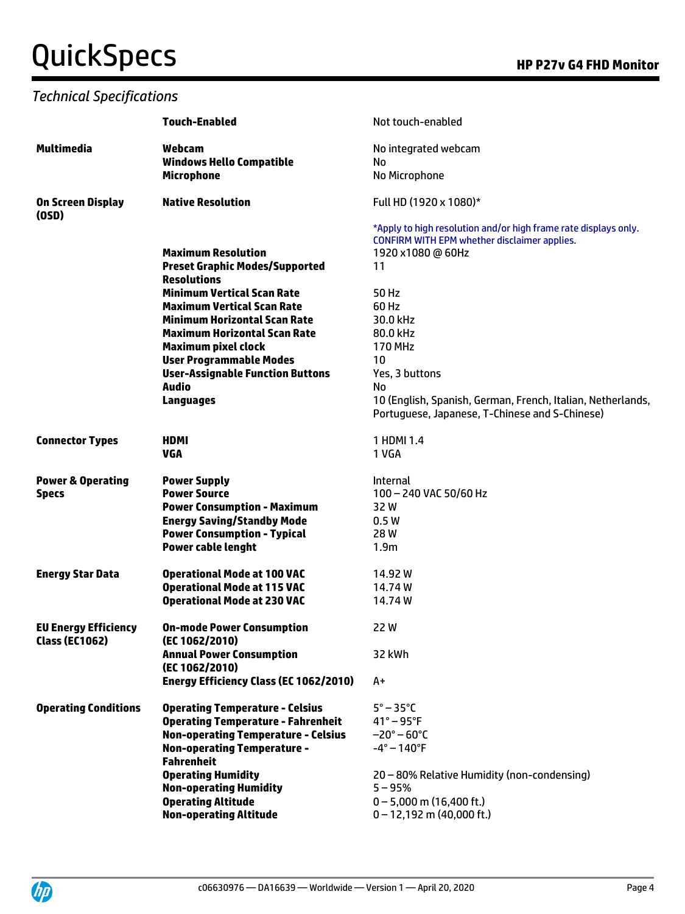## Technical Specifications

| | | |
|---|---|---|
| | **Touch-Enabled** | Not touch-enabled |
| **Multimedia** | **Webcam** | No integrated webcam |
| | **Windows Hello Compatible** | No |
| | **Microphone** | No Microphone |
| **On Screen Display (OSD)** | **Native Resolution** | Full HD (1920 x 1080)* |
| | | *Apply to high resolution and/or high frame rate displays only. CONFIRM WITH EPM whether disclaimer applies. |
| | **Maximum Resolution** | 1920 x1080 @ 60Hz |
| | **Preset Graphic Modes/Supported Resolutions** | 11 |
| | **Minimum Vertical Scan Rate** | 50 Hz |
| | **Maximum Vertical Scan Rate** | 60 Hz |
| | **Minimum Horizontal Scan Rate** | 30.0 kHz |
| | **Maximum Horizontal Scan Rate** | 80.0 kHz |
| | **Maximum pixel clock** | 170 MHz |
| | **User Programmable Modes** | 10 |
| | **User-Assignable Function Buttons** | Yes, 3 buttons |
| | **Audio** | No |
| | **Languages** | 10 (English, Spanish, German, French, Italian, Netherlands, Portuguese, Japanese, T-Chinese and S-Chinese) |
| **Connector Types** | **HDMI** | 1 HDMI 1.4 |
| | **VGA** | 1 VGA |
| **Power & Operating Specs** | **Power Supply** | Internal |
| | **Power Source** | 100 – 240 VAC 50/60 Hz |
| | **Power Consumption - Maximum** | 32 W |
| | **Energy Saving/Standby Mode** | 0.5 W |
| | **Power Consumption - Typical** | 28 W |
| | **Power cable lenght** | 1.9m |
| **Energy Star Data** | **Operational Mode at 100 VAC** | 14.92 W |
| | **Operational Mode at 115 VAC** | 14.74 W |
| | **Operational Mode at 230 VAC** | 14.74 W |
| **EU Energy Efficiency Class (EC1062)** | **On-mode Power Consumption (EC 1062/2010)** | 22 W |
| | **Annual Power Consumption (EC 1062/2010)** | 32 kWh |
| | **Energy Efficiency Class (EC 1062/2010)** | A+ |
| **Operating Conditions** | **Operating Temperature - Celsius** | 5° – 35°C |
| | **Operating Temperature - Fahrenheit** | 41° – 95°F |
| | **Non-operating Temperature - Celsius** | –20° – 60°C |
| | **Non-operating Temperature - Fahrenheit** | -4° – 140°F |
| | **Operating Humidity** | 20 – 80% Relative Humidity (non-condensing) |
| | **Non-operating Humidity** | 5 – 95% |
| | **Operating Altitude** | 0 – 5,000 m (16,400 ft.) |
| | **Non-operating Altitude** | 0 – 12,192 m (40,000 ft.) |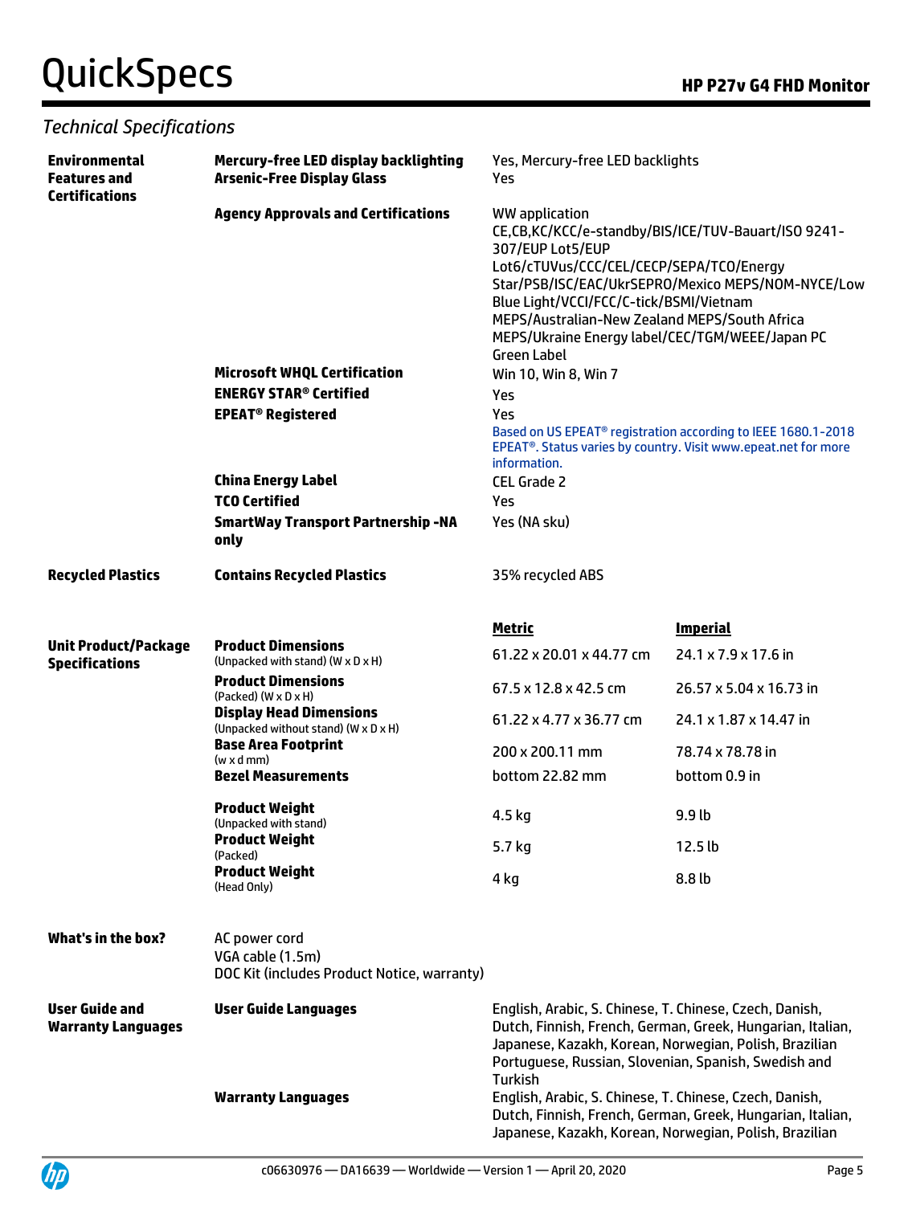## Technical Specifications

| | | | |
|---|---|---|---|
| **Environmental Features and Certifications** | **Mercury-free LED display backlighting** | Yes, Mercury-free LED backlights | |
| | **Arsenic-Free Display Glass** | Yes | |
| | **Agency Approvals and Certifications** | WW application CE,CB,KC/KCC/e-standby/BIS/ICE/TUV-Bauart/ISO 9241-307/EUP Lot5/EUP Lot6/cTUVus/CCC/CEL/CECP/SEPA/TCO/Energy Star/PSB/ISC/EAC/UkrSEPRO/Mexico MEPS/NOM-NYCE/Low Blue Light/VCCI/FCC/C-tick/BSMI/Vietnam MEPS/Australian-New Zealand MEPS/South Africa MEPS/Ukraine Energy label/CEC/TGM/WEEE/Japan PC Green Label | |
| | **Microsoft WHQL Certification** | Win 10, Win 8, Win 7 | |
| | **ENERGY STAR® Certified** | Yes | |
| | **EPEAT® Registered** | Yes<br>Based on US EPEAT® registration according to IEEE 1680.1-2018 EPEAT®. Status varies by country. Visit www.epeat.net for more information. | |
| | **China Energy Label** | CEL Grade 2 | |
| | **TCO Certified** | Yes | |
| | **SmartWay Transport Partnership -NA only** | Yes (NA sku) | |
| **Recycled Plastics** | **Contains Recycled Plastics** | 35% recycled ABS | |
| | | **Metric** | **Imperial** |
| **Unit Product/Package Specifications** | **Product Dimensions** (Unpacked with stand) (W x D x H) | 61.22 x 20.01 x 44.77 cm | 24.1 x 7.9 x 17.6 in |
| | **Product Dimensions** (Packed) (W x D x H) | 67.5 x 12.8 x 42.5 cm | 26.57 x 5.04 x 16.73 in |
| | **Display Head Dimensions** (Unpacked without stand) (W x D x H) | 61.22 x 4.77 x 36.77 cm | 24.1 x 1.87 x 14.47 in |
| | **Base Area Footprint** (w x d mm) | 200 x 200.11 mm | 78.74 x 78.78 in |
| | **Bezel Measurements** | bottom 22.82 mm | bottom 0.9 in |
| | **Product Weight** (Unpacked with stand) | 4.5 kg | 9.9 lb |
| | **Product Weight** (Packed) | 5.7 kg | 12.5 lb |
| | **Product Weight** (Head Only) | 4 kg | 8.8 lb |

**What's in the box?**

AC power cord
VGA cable (1.5m)
DOC Kit (includes Product Notice, warranty)

| | | |
|---|---|---|
| **User Guide and Warranty Languages** | **User Guide Languages** | English, Arabic, S. Chinese, T. Chinese, Czech, Danish, Dutch, Finnish, French, German, Greek, Hungarian, Italian, Japanese, Kazakh, Korean, Norwegian, Polish, Brazilian Portuguese, Russian, Slovenian, Spanish, Swedish and Turkish |
| | **Warranty Languages** | English, Arabic, S. Chinese, T. Chinese, Czech, Danish, Dutch, Finnish, French, German, Greek, Hungarian, Italian, Japanese, Kazakh, Korean, Norwegian, Polish, Brazilian |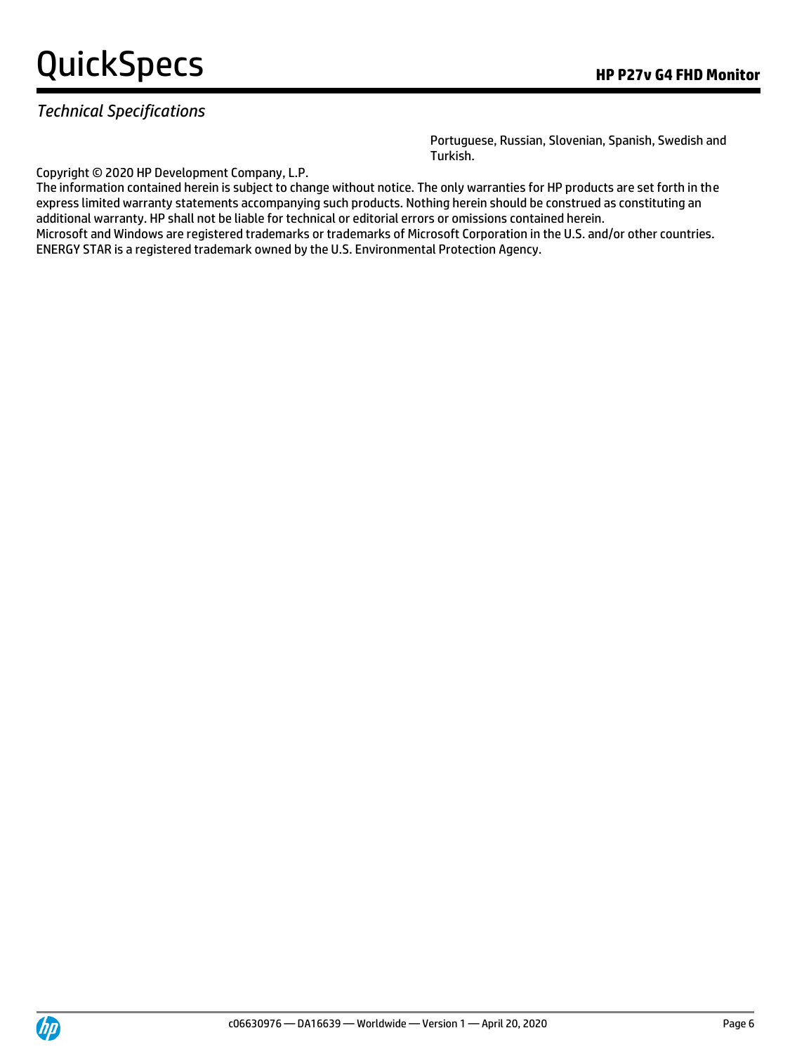*Technical Specifications*

Portuguese, Russian, Slovenian, Spanish, Swedish and Turkish.

Copyright © 2020 HP Development Company, L.P.
The information contained herein is subject to change without notice. The only warranties for HP products are set forth in the express limited warranty statements accompanying such products. Nothing herein should be construed as constituting an additional warranty. HP shall not be liable for technical or editorial errors or omissions contained herein.
Microsoft and Windows are registered trademarks or trademarks of Microsoft Corporation in the U.S. and/or other countries.
ENERGY STAR is a registered trademark owned by the U.S. Environmental Protection Agency.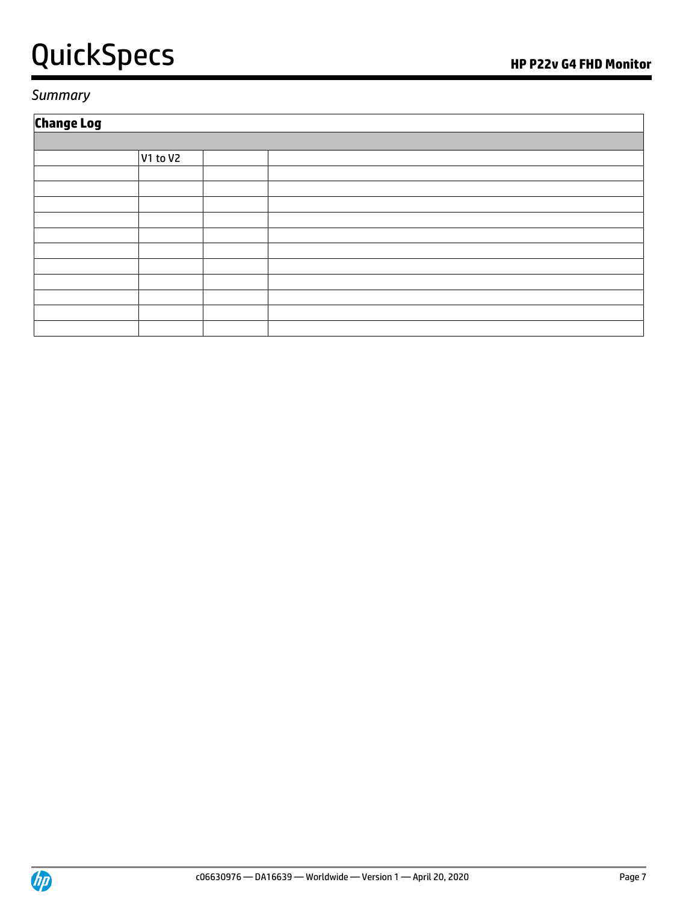*Summary*

**Change Log**

| | | | |
|---|---|---|---|
| | V1 to V2 | | |
| | | | |
| | | | |
| | | | |
| | | | |
| | | | |
| | | | |
| | | | |
| | | | |
| | | | |
| | | | |
| | | | |